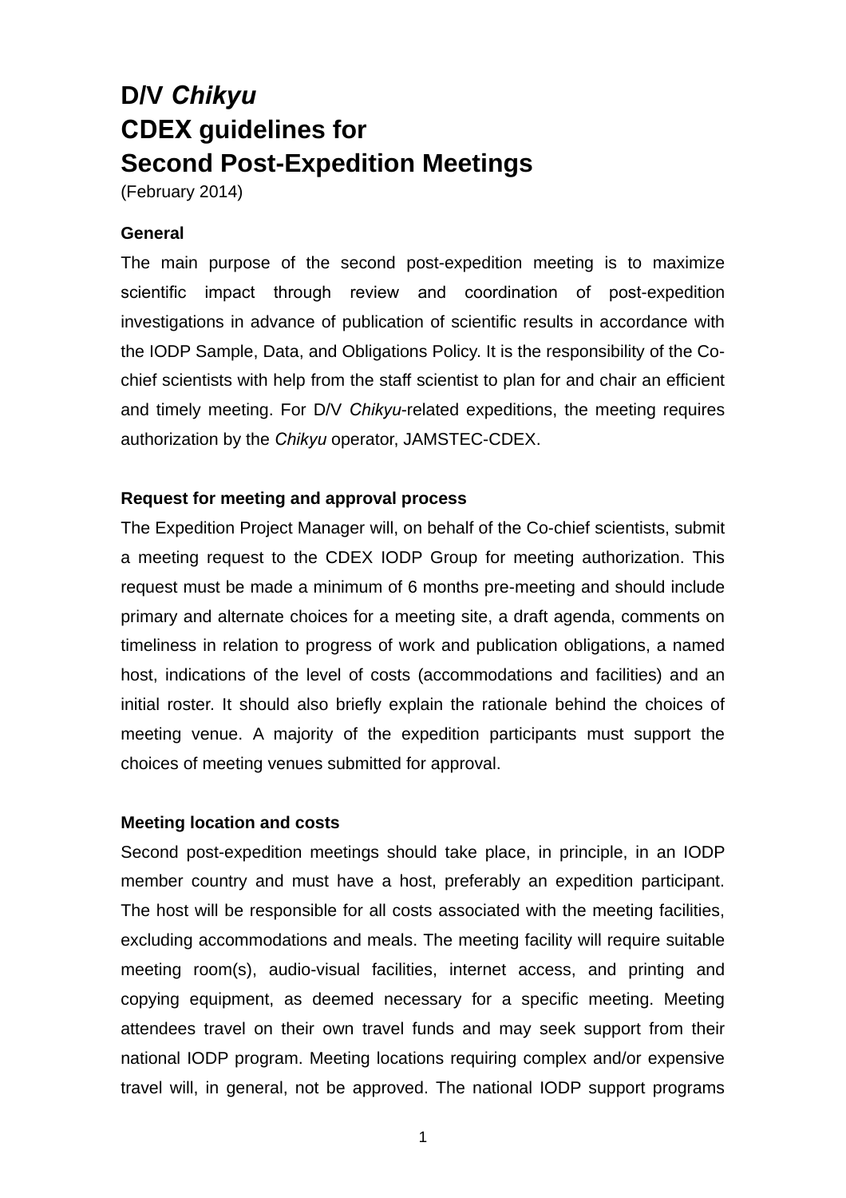# D/V *Chikyu*
# CDEX guidelines for Second Post-Expedition Meetings

(February 2014)

### General

The main purpose of the second post-expedition meeting is to maximize scientific impact through review and coordination of post-expedition investigations in advance of publication of scientific results in accordance with the IODP Sample, Data, and Obligations Policy. It is the responsibility of the Co-chief scientists with help from the staff scientist to plan for and chair an efficient and timely meeting. For D/V *Chikyu*-related expeditions, the meeting requires authorization by the *Chikyu* operator, JAMSTEC-CDEX.

### Request for meeting and approval process

The Expedition Project Manager will, on behalf of the Co-chief scientists, submit a meeting request to the CDEX IODP Group for meeting authorization. This request must be made a minimum of 6 months pre-meeting and should include primary and alternate choices for a meeting site, a draft agenda, comments on timeliness in relation to progress of work and publication obligations, a named host, indications of the level of costs (accommodations and facilities) and an initial roster. It should also briefly explain the rationale behind the choices of meeting venue. A majority of the expedition participants must support the choices of meeting venues submitted for approval.

### Meeting location and costs

Second post-expedition meetings should take place, in principle, in an IODP member country and must have a host, preferably an expedition participant. The host will be responsible for all costs associated with the meeting facilities, excluding accommodations and meals. The meeting facility will require suitable meeting room(s), audio-visual facilities, internet access, and printing and copying equipment, as deemed necessary for a specific meeting. Meeting attendees travel on their own travel funds and may seek support from their national IODP program. Meeting locations requiring complex and/or expensive travel will, in general, not be approved. The national IODP support programs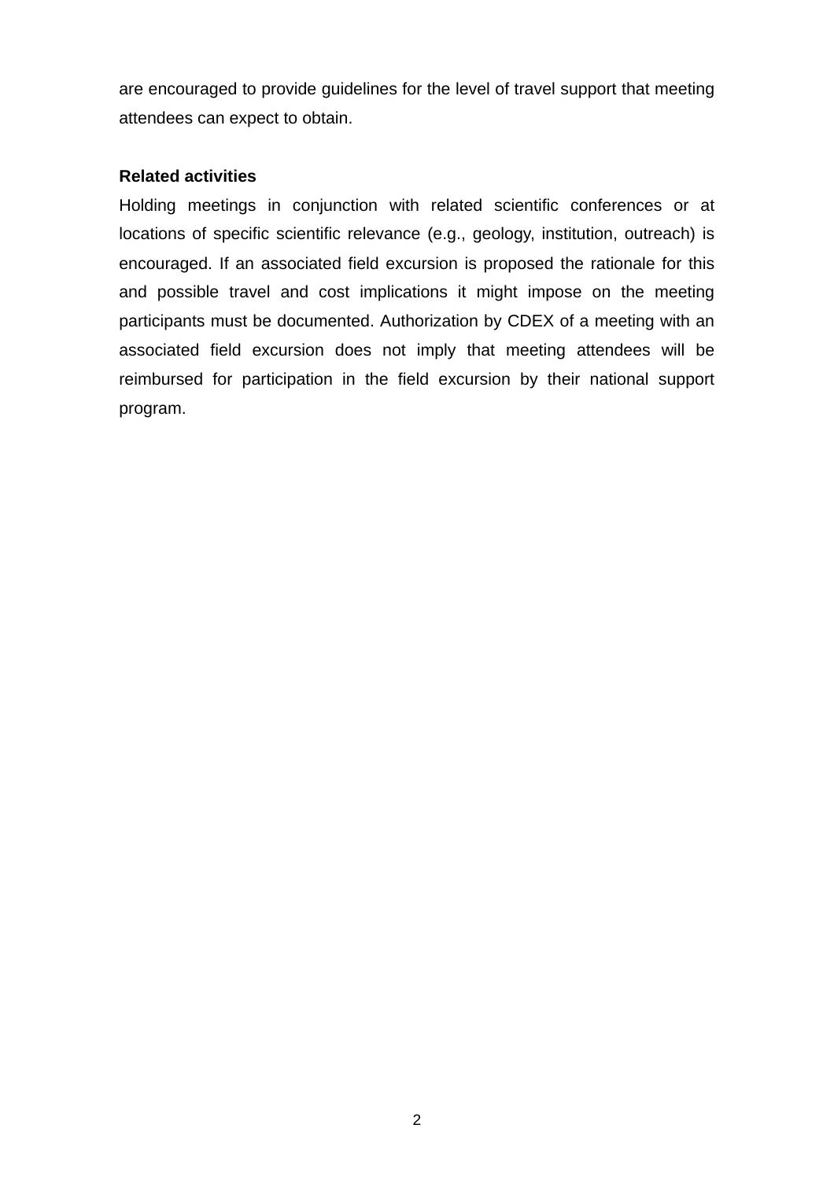are encouraged to provide guidelines for the level of travel support that meeting attendees can expect to obtain.

**Related activities**

Holding meetings in conjunction with related scientific conferences or at locations of specific scientific relevance (e.g., geology, institution, outreach) is encouraged. If an associated field excursion is proposed the rationale for this and possible travel and cost implications it might impose on the meeting participants must be documented. Authorization by CDEX of a meeting with an associated field excursion does not imply that meeting attendees will be reimbursed for participation in the field excursion by their national support program.